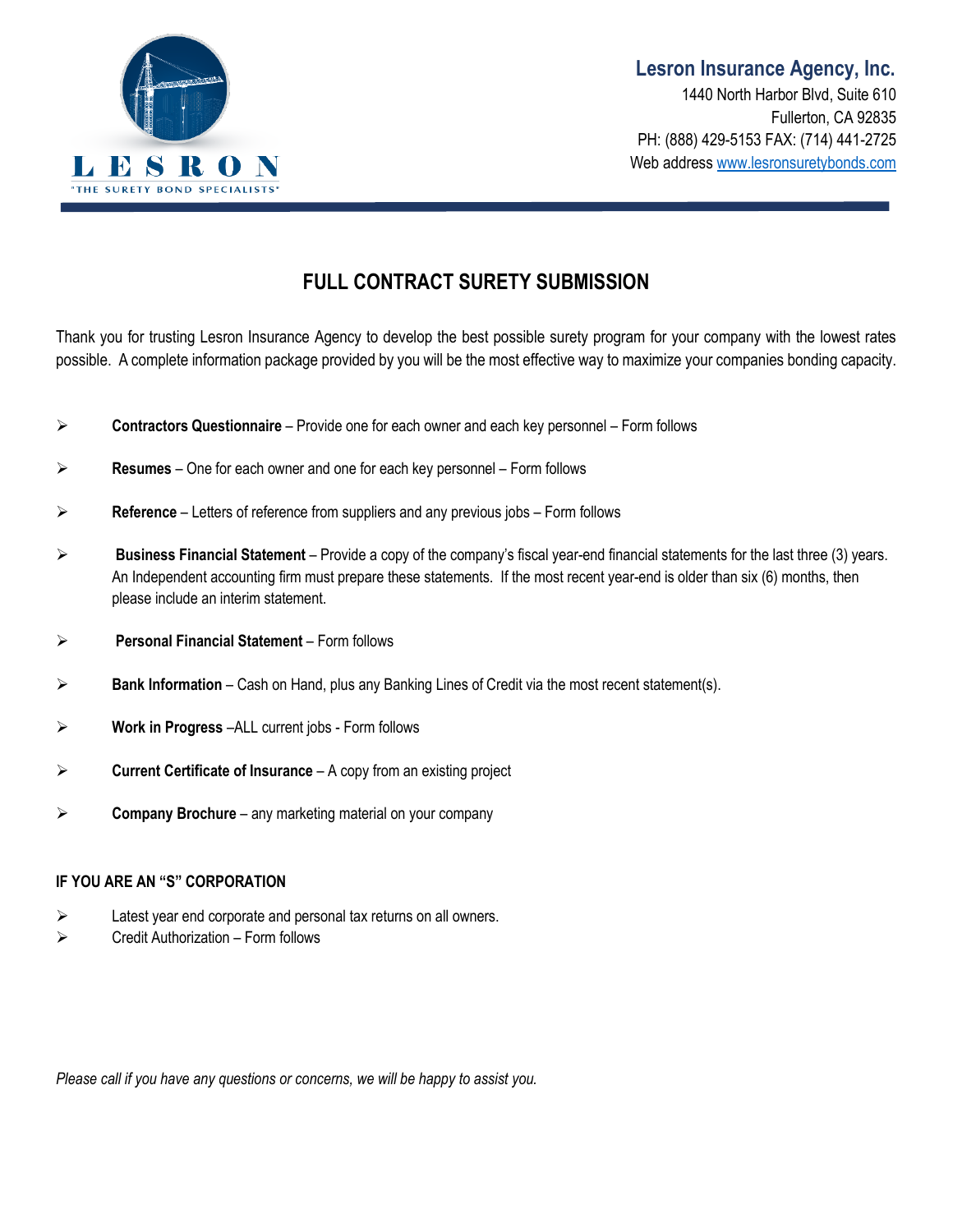LESRON
"THE SURETY BOND SPECIALISTS"

**Lesron Insurance Agency, Inc.**
1440 North Harbor Blvd, Suite 610
Fullerton, CA 92835
PH: (888) 429-5153 FAX: (714) 441-2725
Web address www.lesronsuretybonds.com

# FULL CONTRACT SURETY SUBMISSION

Thank you for trusting Lesron Insurance Agency to develop the best possible surety program for your company with the lowest rates possible. A complete information package provided by you will be the most effective way to maximize your companies bonding capacity.

- **Contractors Questionnaire** – Provide one for each owner and each key personnel – Form follows
- **Resumes** – One for each owner and one for each key personnel – Form follows
- **Reference** – Letters of reference from suppliers and any previous jobs – Form follows
- **Business Financial Statement** – Provide a copy of the company's fiscal year-end financial statements for the last three (3) years. An Independent accounting firm must prepare these statements. If the most recent year-end is older than six (6) months, then please include an interim statement.
- **Personal Financial Statement** – Form follows
- **Bank Information** – Cash on Hand, plus any Banking Lines of Credit via the most recent statement(s).
- **Work in Progress** –ALL current jobs - Form follows
- **Current Certificate of Insurance** – A copy from an existing project
- **Company Brochure** – any marketing material on your company

**IF YOU ARE AN "S" CORPORATION**

- Latest year end corporate and personal tax returns on all owners.
- Credit Authorization – Form follows

*Please call if you have any questions or concerns, we will be happy to assist you.*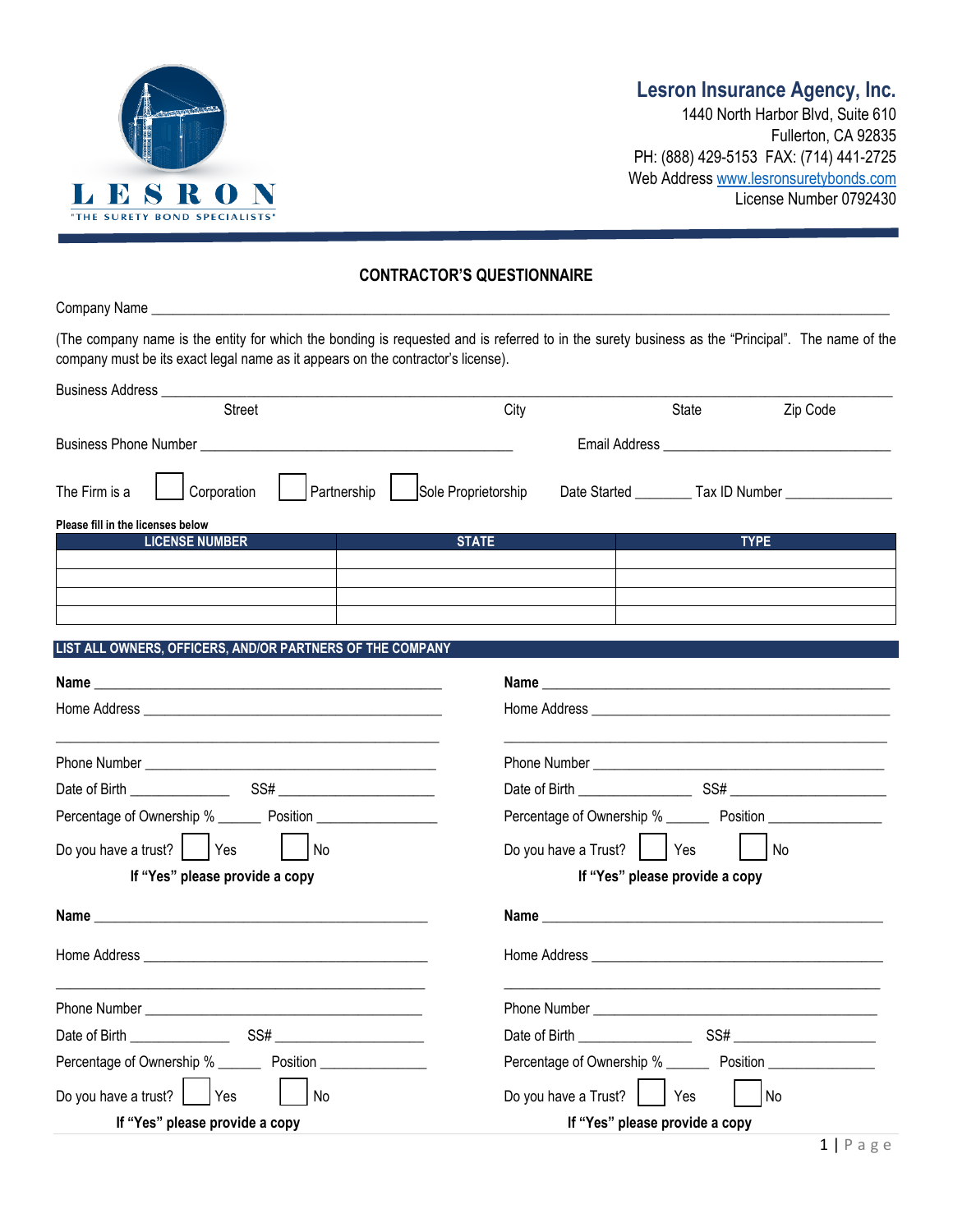**Lesron Insurance Agency, Inc.**
1440 North Harbor Blvd, Suite 610
Fullerton, CA 92835
PH: (888) 429-5153 FAX: (714) 441-2725
Web Address www.lesronsuretybonds.com
License Number 0792430

LESRON
"THE SURETY BOND SPECIALISTS"

## CONTRACTOR'S QUESTIONNAIRE

Company Name ______________________________________________

(The company name is the entity for which the bonding is requested and is referred to in the surety business as the "Principal". The name of the company must be its exact legal name as it appears on the contractor's license).

Business Address ______________________________________________
Street City State Zip Code

Business Phone Number ______________________ Email Address ______________________

The Firm is a ☐ Corporation ☐ Partnership ☐ Sole Proprietorship Date Started ________ Tax ID Number ______________

**Please fill in the licenses below**

| LICENSE NUMBER | STATE | TYPE |
|---|---|---|
| | | |
| | | |
| | | |
| | | |

**LIST ALL OWNERS, OFFICERS, AND/OR PARTNERS OF THE COMPANY**

**Name** ______________________________________
Home Address ______________________________________
______________________________________
Phone Number ______________________________________
Date of Birth ______________ SS# ______________________
Percentage of Ownership % ______ Position ________________
Do you have a trust? ☐ Yes ☐ No
**If "Yes" please provide a copy**

**Name** ______________________________________
Home Address ______________________________________
______________________________________
Phone Number ______________________________________
Date of Birth ______________ SS# ______________________
Percentage of Ownership % ______ Position ________________
Do you have a Trust? ☐ Yes ☐ No
**If "Yes" please provide a copy**

**Name** ______________________________________
Home Address ______________________________________
______________________________________
Phone Number ______________________________________
Date of Birth ______________ SS# ______________________
Percentage of Ownership % ______ Position ________________
Do you have a trust? ☐ Yes ☐ No
**If "Yes" please provide a copy**

**Name** ______________________________________
Home Address ______________________________________
______________________________________
Phone Number ______________________________________
Date of Birth ______________ SS# ______________________
Percentage of Ownership % ______ Position ________________
Do you have a Trust? ☐ Yes ☐ No
**If "Yes" please provide a copy**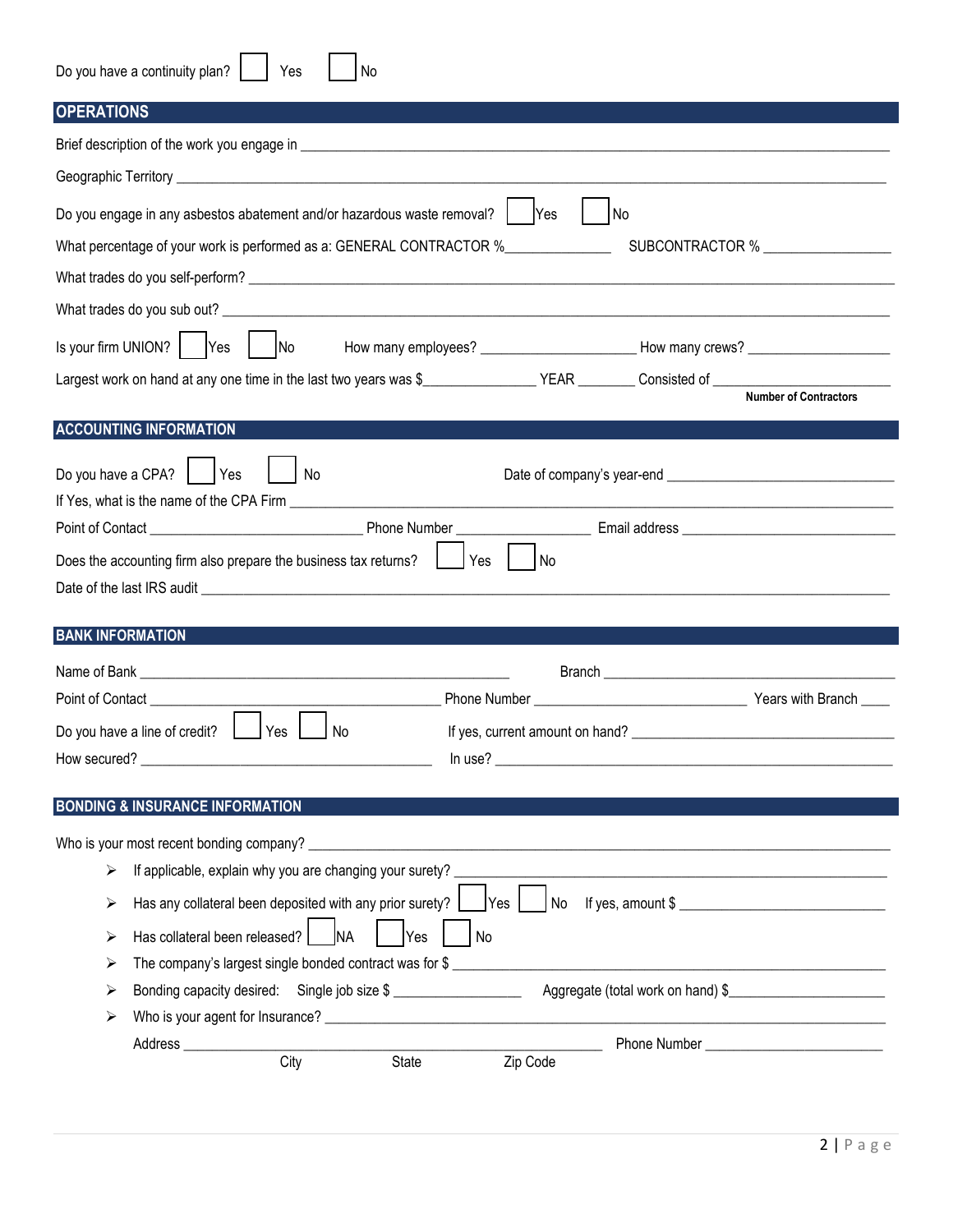Do you have a continuity plan? ☐ Yes ☐ No

## OPERATIONS

Brief description of the work you engage in ______________________________________________

Geographic Territory ______________________________________________

Do you engage in any asbestos abatement and/or hazardous waste removal? ☐ Yes ☐ No

What percentage of your work is performed as a: GENERAL CONTRACTOR %______________ SUBCONTRACTOR % ________________

What trades do you self-perform? ______________________________________________

What trades do you sub out? ______________________________________________

Is your firm UNION? ☐ Yes ☐ No How many employees? ____________________ How many crews? __________________

Largest work on hand at any one time in the last two years was $______________ YEAR _______ Consisted of ________________ **Number of Contractors**

## ACCOUNTING INFORMATION

Do you have a CPA? ☐ Yes ☐ No Date of company's year-end ______________________________

If Yes, what is the name of the CPA Firm ______________________________________________

Point of Contact __________________________ Phone Number _________________ Email address ____________________________

Does the accounting firm also prepare the business tax returns? ☐ Yes ☐ No

Date of the last IRS audit ______________________________________________

## BANK INFORMATION

Name of Bank ____________________________________________ Branch ____________________________________

Point of Contact __________________________________ Phone Number __________________________ Years with Branch ____

Do you have a line of credit? ☐ Yes ☐ No If yes, current amount on hand? ______________________________

How secured? ____________________________________ In use? ______________________________________

## BONDING & INSURANCE INFORMATION

Who is your most recent bonding company? ______________________________________________

- If applicable, explain why you are changing your surety? ______________________________________________
- Has any collateral been deposited with any prior surety? ☐ Yes ☐ No If yes, amount $ ___________________________
- Has collateral been released? ☐ NA ☐ Yes ☐ No
- The company's largest single bonded contract was for $ ______________________________________________
- Bonding capacity desired: Single job size $ ________________ Aggregate (total work on hand) $____________________
- Who is your agent for Insurance? ______________________________________________

Address ______________________________________________ Phone Number ________________________
City State Zip Code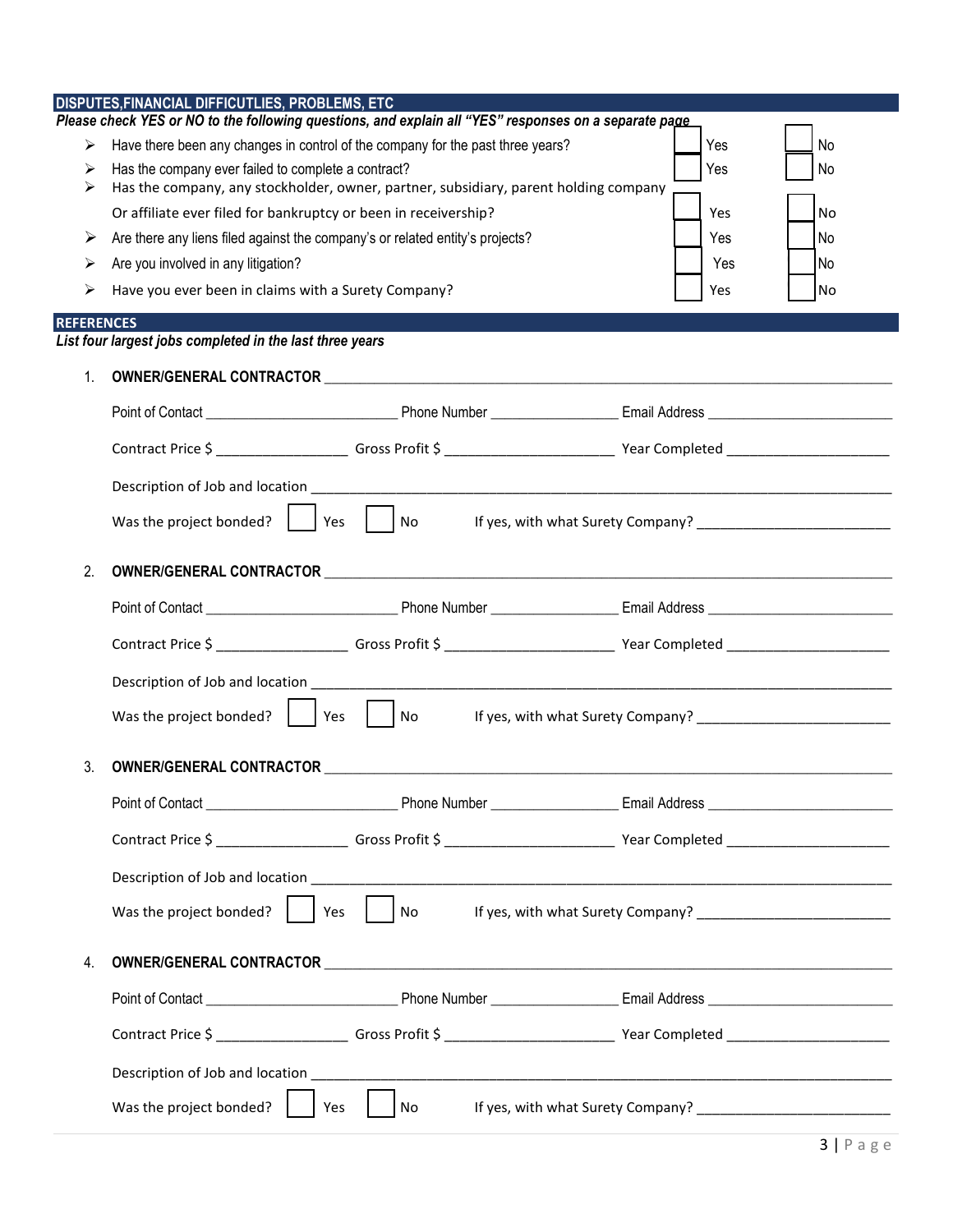## DISPUTES,FINANCIAL DIFFICUTLIES, PROBLEMS, ETC

***Please check YES or NO to the following questions, and explain all "YES" responses on a separate page***

- Have there been any changes in control of the company for the past three years? ☐ Yes ☐ No
- Has the company ever failed to complete a contract? ☐ Yes ☐ No
- Has the company, any stockholder, owner, partner, subsidiary, parent holding company Or affiliate ever filed for bankruptcy or been in receivership? ☐ Yes ☐ No
- Are there any liens filed against the company's or related entity's projects? ☐ Yes ☐ No
- Are you involved in any litigation? ☐ Yes ☐ No
- Have you ever been in claims with a Surety Company? ☐ Yes ☐ No

## REFERENCES

***List four largest jobs completed in the last three years***

1. **OWNER/GENERAL CONTRACTOR** ____________________________________________

   Point of Contact ____________________ Phone Number ______________ Email Address ____________________

   Contract Price $ ______________ Gross Profit $ __________________ Year Completed __________________

   Description of Job and location ____________________________________________

   Was the project bonded? ☐ Yes ☐ No If yes, with what Surety Company? ____________________

2. **OWNER/GENERAL CONTRACTOR** ____________________________________________

   Point of Contact ____________________ Phone Number ______________ Email Address ____________________

   Contract Price $ ______________ Gross Profit $ __________________ Year Completed __________________

   Description of Job and location ____________________________________________

   Was the project bonded? ☐ Yes ☐ No If yes, with what Surety Company? ____________________

3. **OWNER/GENERAL CONTRACTOR** ____________________________________________

   Point of Contact ____________________ Phone Number ______________ Email Address ____________________

   Contract Price $ ______________ Gross Profit $ __________________ Year Completed __________________

   Description of Job and location ____________________________________________

   Was the project bonded? ☐ Yes ☐ No If yes, with what Surety Company? ____________________

4. **OWNER/GENERAL CONTRACTOR** ____________________________________________

   Point of Contact ____________________ Phone Number ______________ Email Address ____________________

   Contract Price $ ______________ Gross Profit $ __________________ Year Completed __________________

   Description of Job and location ____________________________________________

   Was the project bonded? ☐ Yes ☐ No If yes, with what Surety Company? ____________________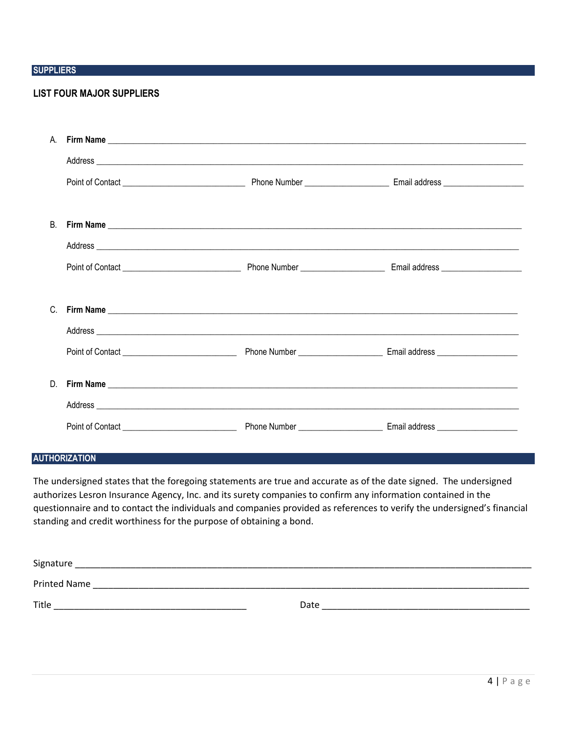## SUPPLIERS

### LIST FOUR MAJOR SUPPLIERS

A. **Firm Name** ___________________________________________

Address ___________________________________________

Point of Contact ______________________ Phone Number ________________ Email address ________________

B. **Firm Name** ___________________________________________

Address ___________________________________________

Point of Contact ______________________ Phone Number ________________ Email address ________________

C. **Firm Name** ___________________________________________

Address ___________________________________________

Point of Contact ______________________ Phone Number ________________ Email address ________________

D. **Firm Name** ___________________________________________

Address ___________________________________________

Point of Contact ______________________ Phone Number ________________ Email address ________________

## AUTHORIZATION

The undersigned states that the foregoing statements are true and accurate as of the date signed. The undersigned authorizes Lesron Insurance Agency, Inc. and its surety companies to confirm any information contained in the questionnaire and to contact the individuals and companies provided as references to verify the undersigned's financial standing and credit worthiness for the purpose of obtaining a bond.

Signature ___________________________________________

Printed Name ___________________________________________

Title ______________________________ Date ______________________________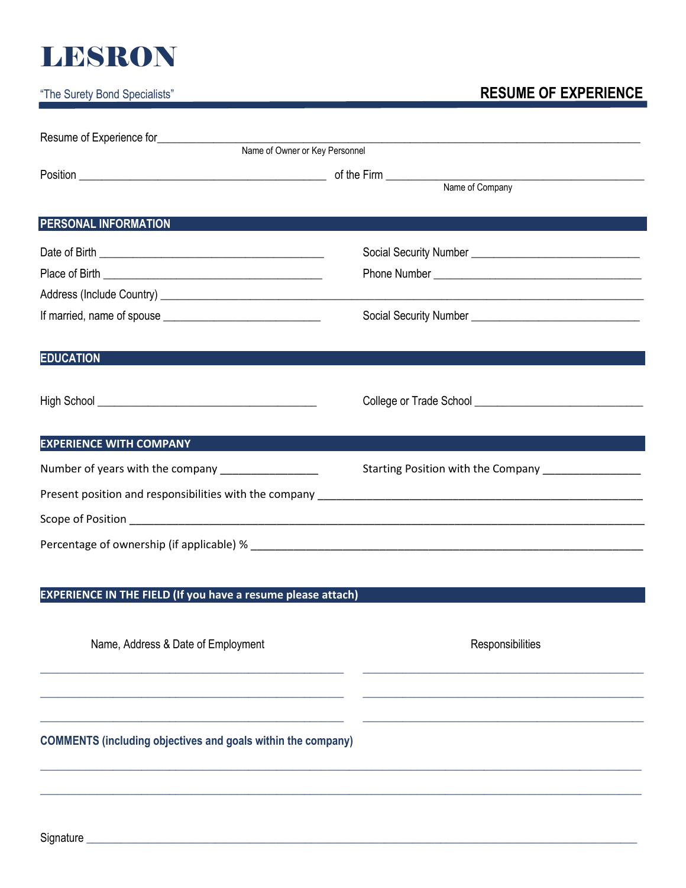# LESRON

"The Surety Bond Specialists"

## RESUME OF EXPERIENCE

Resume of Experience for_______________________________________________
Name of Owner or Key Personnel

Position _______________________________ of the Firm _______________________________
Name of Company

## PERSONAL INFORMATION

Date of Birth _______________________________ Social Security Number _______________________________

Place of Birth _______________________________ Phone Number _______________________________

Address (Include Country) _______________________________________________

If married, name of spouse _______________________________ Social Security Number _______________________________

## EDUCATION

High School _______________________________ College or Trade School _______________________________

## EXPERIENCE WITH COMPANY

Number of years with the company _______________ Starting Position with the Company _______________

Present position and responsibilities with the company _______________________________

Scope of Position _______________________________________________

Percentage of ownership (if applicable) % _______________________________

## EXPERIENCE IN THE FIELD (If you have a resume please attach)

| Name, Address & Date of Employment | Responsibilities |
|---|---|
| | |
| | |
| | |

## COMMENTS (including objectives and goals within the company)

_______________________________________________

_______________________________________________

Signature _______________________________________________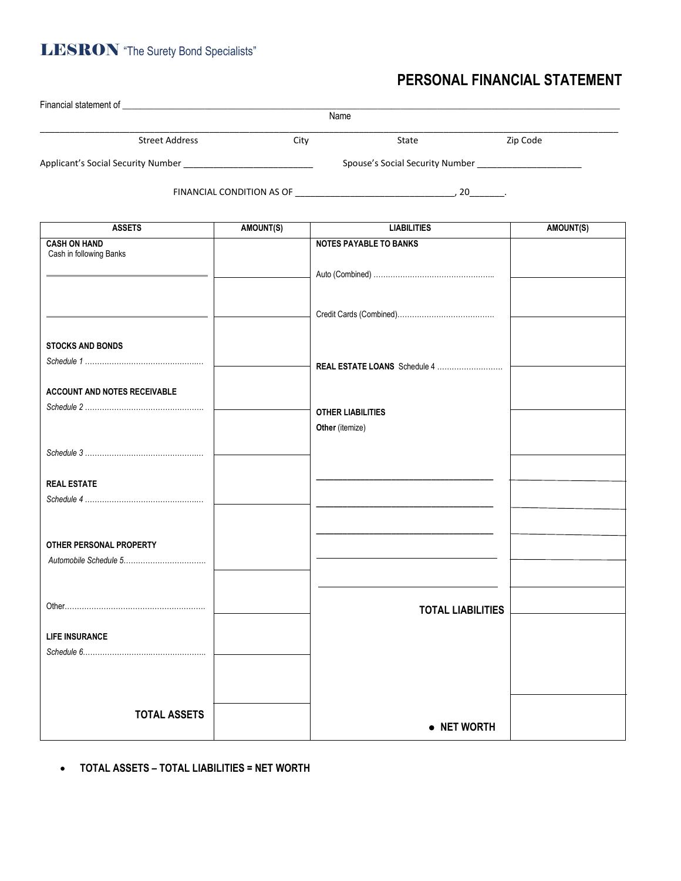**LESRON** "The Surety Bond Specialists"

# PERSONAL FINANCIAL STATEMENT

Financial statement of ______________________________________________________________________
Name

______________________________________________________________________
Street Address City State Zip Code

Applicant's Social Security Number ___________________________ Spouse's Social Security Number _____________________

FINANCIAL CONDITION AS OF ________________________________, 20_______.

| ASSETS | AMOUNT(S) | LIABILITIES | AMOUNT(S) |
|---|---|---|---|
| **CASH ON HAND** Cash in following Banks | | **NOTES PAYABLE TO BANKS** | |
| ________________ | | Auto (Combined) ........................................ | |
| ________________ | | Credit Cards (Combined)........................................ | |
| **STOCKS AND BONDS** *Schedule 1* ........................................ | | **REAL ESTATE LOANS** Schedule 4 ........................... | |
| **ACCOUNT AND NOTES RECEIVABLE** *Schedule 2* ........................................ | | **OTHER LIABILITIES** **Other** (itemize) | |
| *Schedule 3* ........................................ | | ________________ | |
| **REAL ESTATE** *Schedule 4* ........................................ | | ________________ | |
| | | ________________ | |
| **OTHER PERSONAL PROPERTY** *Automobile Schedule 5*........................ | | ________________ | |
| | | ________________ | |
| Other........................................ | | **TOTAL LIABILITIES** | |
| **LIFE INSURANCE** *Schedule 6*........................................ | | | |
| | | | |
| **TOTAL ASSETS** | | • **NET WORTH** | |

- **TOTAL ASSETS – TOTAL LIABILITIES = NET WORTH**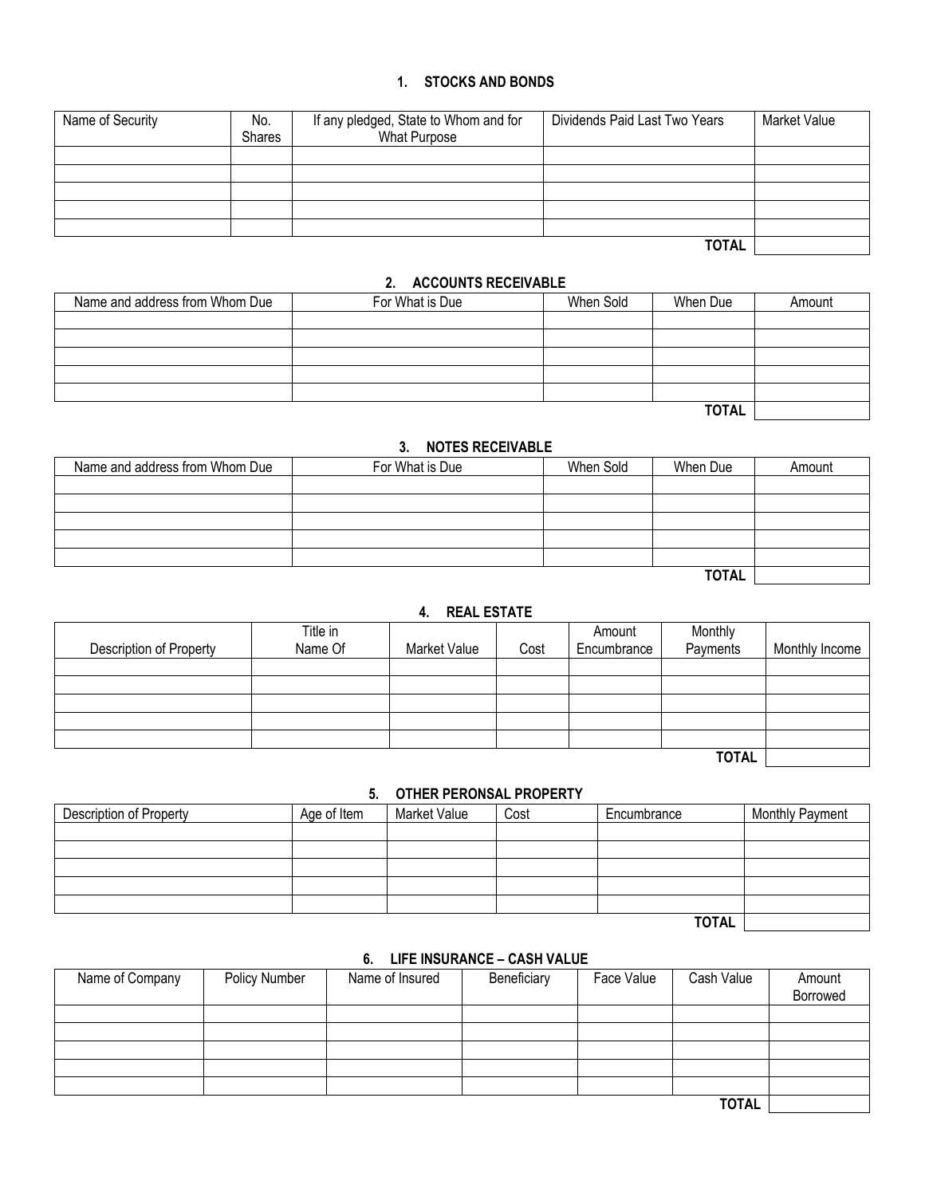## 1. STOCKS AND BONDS

| Name of Security | No. Shares | If any pledged, State to Whom and for What Purpose | Dividends Paid Last Two Years | Market Value |
|---|---|---|---|---|
| | | | | |
| | | | | |
| | | | | |
| | | | | |
| | | | | |
| | | | **TOTAL** | |

## 2. ACCOUNTS RECEIVABLE

| Name and address from Whom Due | For What is Due | When Sold | When Due | Amount |
|---|---|---|---|---|
| | | | | |
| | | | | |
| | | | | |
| | | | | |
| | | | | |
| | | | **TOTAL** | |

## 3. NOTES RECEIVABLE

| Name and address from Whom Due | For What is Due | When Sold | When Due | Amount |
|---|---|---|---|---|
| | | | | |
| | | | | |
| | | | | |
| | | | | |
| | | | | |
| | | | **TOTAL** | |

## 4. REAL ESTATE

| Description of Property | Title in Name Of | Market Value | Cost | Amount Encumbrance | Monthly Payments | Monthly Income |
|---|---|---|---|---|---|---|
| | | | | | | |
| | | | | | | |
| | | | | | | |
| | | | | | | |
| | | | | | | |
| | | | | | **TOTAL** | |

## 5. OTHER PERONSAL PROPERTY

| Description of Property | Age of Item | Market Value | Cost | Encumbrance | Monthly Payment |
|---|---|---|---|---|---|
| | | | | | |
| | | | | | |
| | | | | | |
| | | | | | |
| | | | | | |
| | | | | **TOTAL** | |

## 6. LIFE INSURANCE – CASH VALUE

| Name of Company | Policy Number | Name of Insured | Beneficiary | Face Value | Cash Value | Amount Borrowed |
|---|---|---|---|---|---|---|
| | | | | | | |
| | | | | | | |
| | | | | | | |
| | | | | | | |
| | | | | | | |
| | | | | | **TOTAL** | |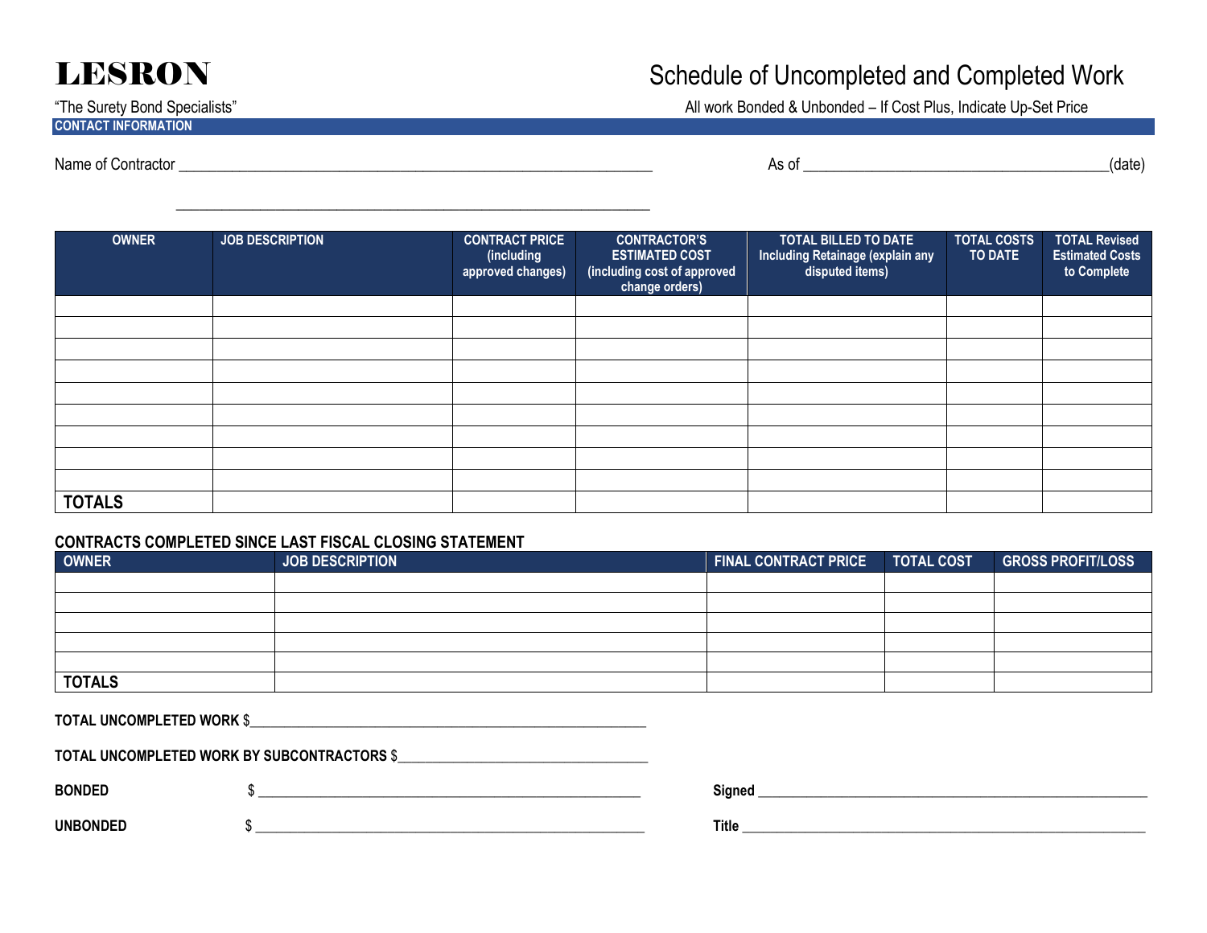**LESRON**

"The Surety Bond Specialists"

# Schedule of Uncompleted and Completed Work

All work Bonded & Unbonded – If Cost Plus, Indicate Up-Set Price

**CONTACT INFORMATION**

Name of Contractor ______________________________________________________________

As of ________________________________________(date)

______________________________________________________________

| OWNER | JOB DESCRIPTION | CONTRACT PRICE (including approved changes) | CONTRACTOR'S ESTIMATED COST (including cost of approved change orders) | TOTAL BILLED TO DATE Including Retainage (explain any disputed items) | TOTAL COSTS TO DATE | TOTAL Revised Estimated Costs to Complete |
|---|---|---|---|---|---|---|
| | | | | | | |
| | | | | | | |
| | | | | | | |
| | | | | | | |
| | | | | | | |
| | | | | | | |
| | | | | | | |
| | | | | | | |
| | | | | | | |
| **TOTALS** | | | | | | |

**CONTRACTS COMPLETED SINCE LAST FISCAL CLOSING STATEMENT**

| OWNER | JOB DESCRIPTION | FINAL CONTRACT PRICE | TOTAL COST | GROSS PROFIT/LOSS |
|---|---|---|---|---|
| | | | | |
| | | | | |
| | | | | |
| | | | | |
| | | | | |
| **TOTALS** | | | | |

**TOTAL UNCOMPLETED WORK** $______________________________________________________

**TOTAL UNCOMPLETED WORK BY SUBCONTRACTORS** $____________________________________

**BONDED** $ ______________________________________________________

**UNBONDED** $ ______________________________________________________

**Signed** ______________________________________________________

**Title** ______________________________________________________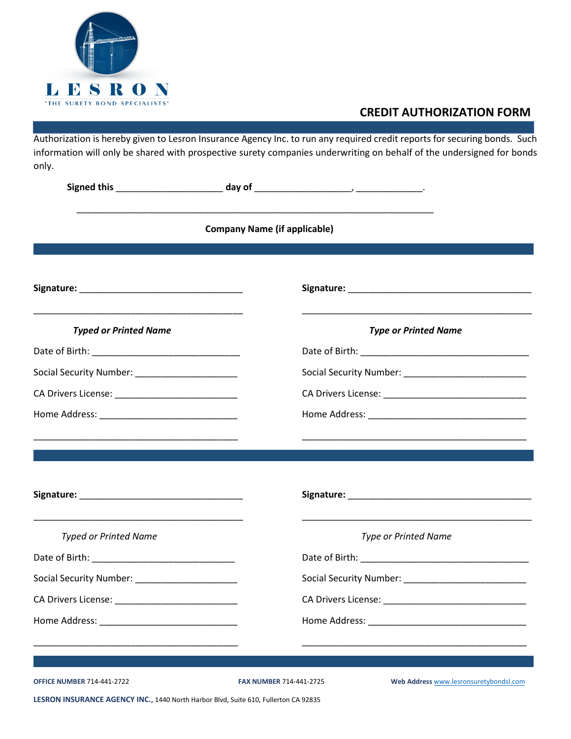LESRON

"THE SURETY BOND SPECIALISTS"

# CREDIT AUTHORIZATION FORM

Authorization is hereby given to Lesron Insurance Agency Inc. to run any required credit reports for securing bonds. Such information will only be shared with prospective surety companies underwriting on behalf of the undersigned for bonds only.

**Signed this** ____________________ **day of** __________________, _____________.

_____________________________________________________________________

**Company Name (if applicable)**

**Signature:** ______________________________

________________________________________

***Typed or Printed Name***

Date of Birth: ___________________________

Social Security Number: ___________________

CA Drivers License: _______________________

Home Address: __________________________

________________________________________

**Signature:** __________________________________

____________________________________________

***Type or Printed Name***

Date of Birth: _______________________________

Social Security Number: ______________________

CA Drivers License: __________________________

Home Address: ______________________________

____________________________________________

**Signature:** ______________________________

________________________________________

*Typed or Printed Name*

Date of Birth: __________________________

Social Security Number: ___________________

CA Drivers License: _______________________

Home Address: __________________________

________________________________________

**Signature:** __________________________________

____________________________________________

*Type or Printed Name*

Date of Birth: _______________________________

Social Security Number: ______________________

CA Drivers License: __________________________

Home Address: ______________________________

____________________________________________

**OFFICE NUMBER** 714-441-2722 **FAX NUMBER** 714-441-2725 **Web Address** www.lesronsuretybondsl.com

**LESRON INSURANCE AGENCY INC.**, 1440 North Harbor Blvd, Suite 610, Fullerton CA 92835